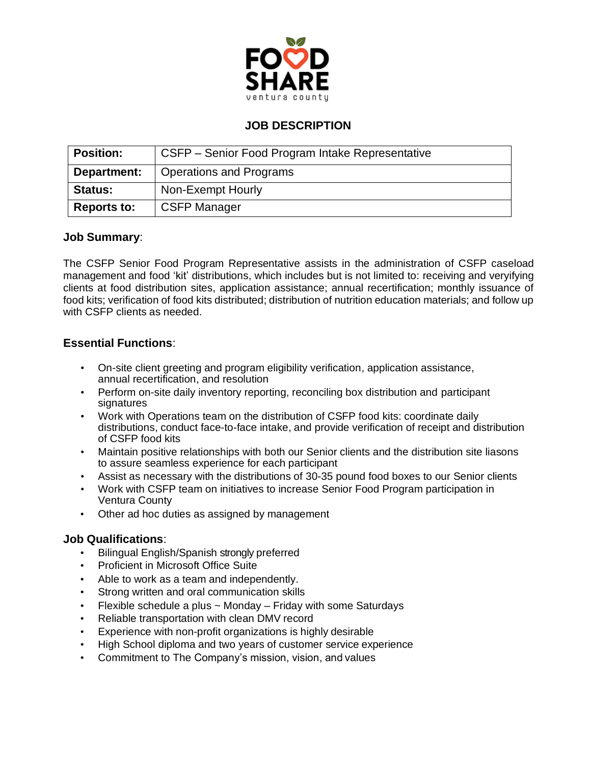FOOD SHARE ventura county

# JOB DESCRIPTION

| **Position:** | CSFP – Senior Food Program Intake Representative |
|---|---|
| **Department:** | Operations and Programs |
| **Status:** | Non-Exempt Hourly |
| **Reports to:** | CSFP Manager |

**Job Summary**:

The CSFP Senior Food Program Representative assists in the administration of CSFP caseload management and food 'kit' distributions, which includes but is not limited to: receiving and veryifying clients at food distribution sites, application assistance; annual recertification; monthly issuance of food kits; verification of food kits distributed; distribution of nutrition education materials; and follow up with CSFP clients as needed.

**Essential Functions**:

- On-site client greeting and program eligibility verification, application assistance, annual recertification, and resolution
- Perform on-site daily inventory reporting, reconciling box distribution and participant signatures
- Work with Operations team on the distribution of CSFP food kits: coordinate daily distributions, conduct face-to-face intake, and provide verification of receipt and distribution of CSFP food kits
- Maintain positive relationships with both our Senior clients and the distribution site liasons to assure seamless experience for each participant
- Assist as necessary with the distributions of 30-35 pound food boxes to our Senior clients
- Work with CSFP team on initiatives to increase Senior Food Program participation in Ventura County
- Other ad hoc duties as assigned by management

**Job Qualifications**:

- Bilingual English/Spanish strongly preferred
- Proficient in Microsoft Office Suite
- Able to work as a team and independently.
- Strong written and oral communication skills
- Flexible schedule a plus ~ Monday – Friday with some Saturdays
- Reliable transportation with clean DMV record
- Experience with non-profit organizations is highly desirable
- High School diploma and two years of customer service experience
- Commitment to The Company's mission, vision, and values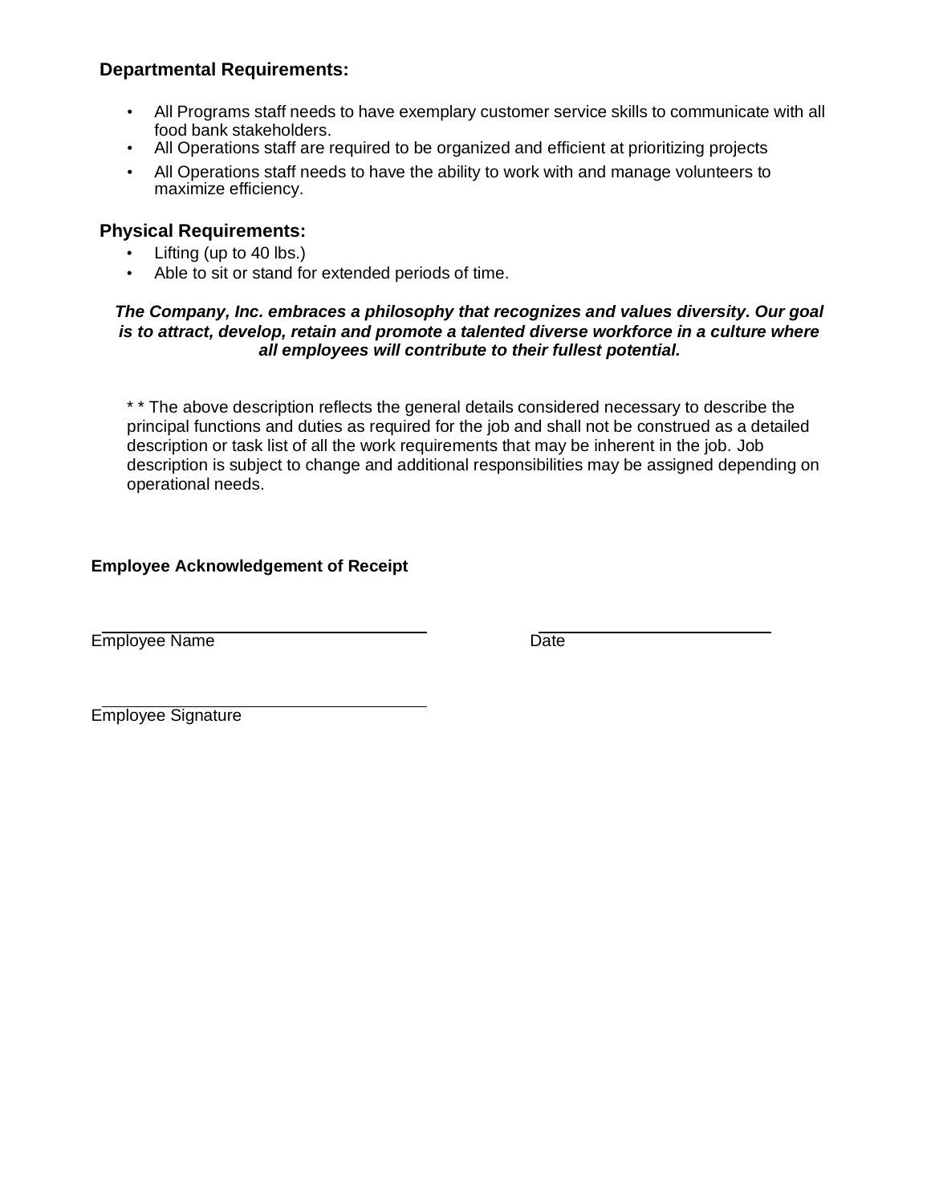### Departmental Requirements:

- All Programs staff needs to have exemplary customer service skills to communicate with all food bank stakeholders.
- All Operations staff are required to be organized and efficient at prioritizing projects
- All Operations staff needs to have the ability to work with and manage volunteers to maximize efficiency.

### Physical Requirements:

- Lifting (up to 40 lbs.)
- Able to sit or stand for extended periods of time.

***The Company, Inc. embraces a philosophy that recognizes and values diversity. Our goal is to attract, develop, retain and promote a talented diverse workforce in a culture where all employees will contribute to their fullest potential.***

* * The above description reflects the general details considered necessary to describe the principal functions and duties as required for the job and shall not be construed as a detailed description or task list of all the work requirements that may be inherent in the job. Job description is subject to change and additional responsibilities may be assigned depending on operational needs.

**Employee Acknowledgement of Receipt**

Employee Name ______________________________ Date ____________________

Employee Signature ______________________________